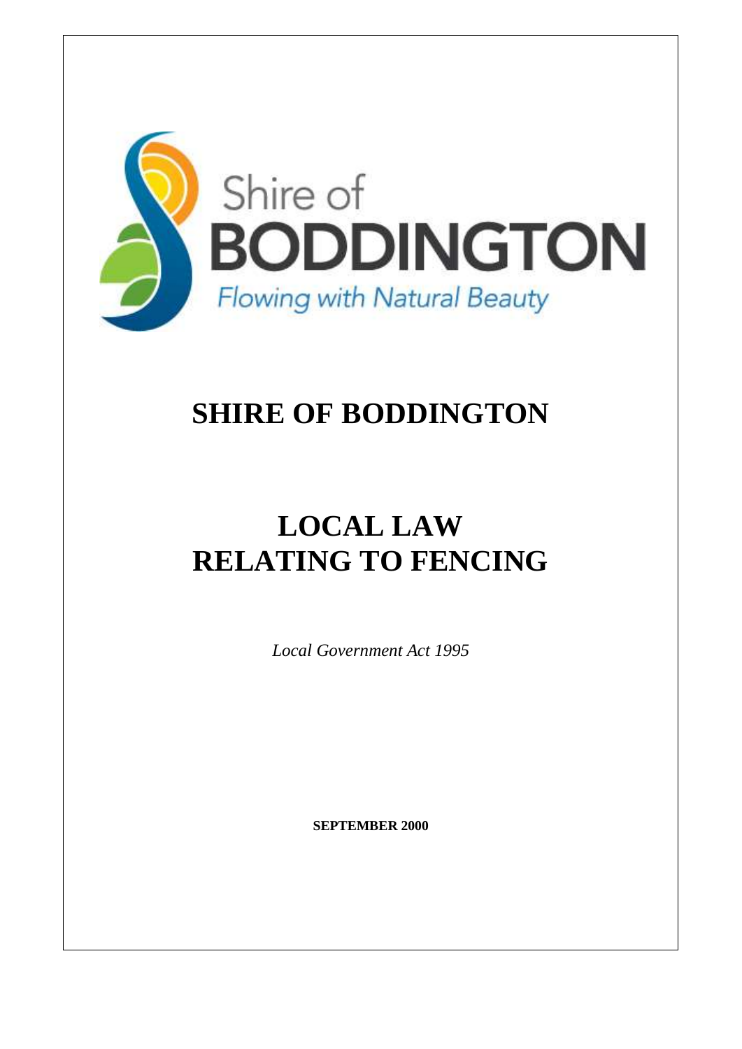Shire of
BODDINGTON
*Flowing with Natural Beauty*

# SHIRE OF BODDINGTON

# LOCAL LAW
# RELATING TO FENCING

*Local Government Act 1995*

**SEPTEMBER 2000**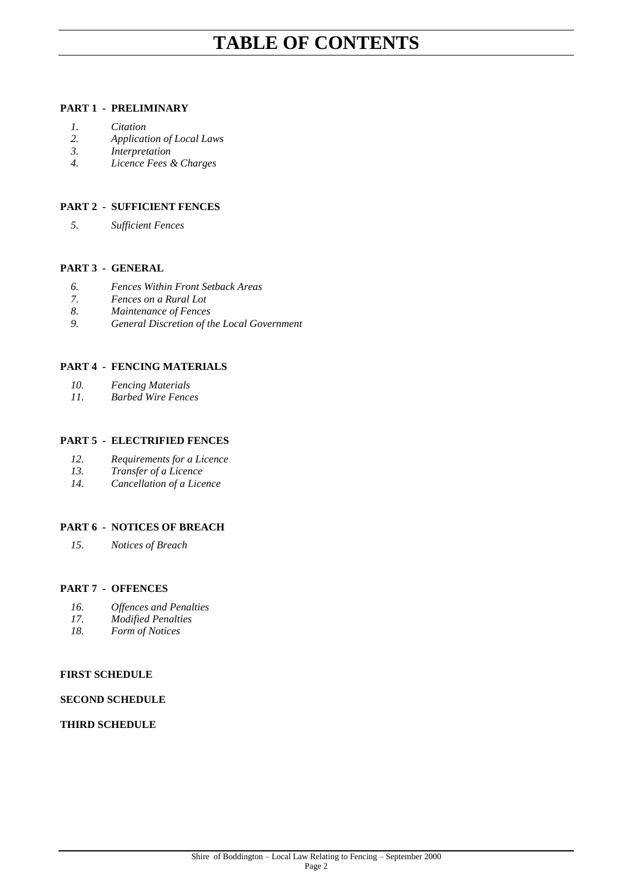# TABLE OF CONTENTS

**PART 1 - PRELIMINARY**

1. *Citation*
2. *Application of Local Laws*
3. *Interpretation*
4. *Licence Fees & Charges*

**PART 2 - SUFFICIENT FENCES**

5. *Sufficient Fences*

**PART 3 - GENERAL**

6. *Fences Within Front Setback Areas*
7. *Fences on a Rural Lot*
8. *Maintenance of Fences*
9. *General Discretion of the Local Government*

**PART 4 - FENCING MATERIALS**

10. *Fencing Materials*
11. *Barbed Wire Fences*

**PART 5 - ELECTRIFIED FENCES**

12. *Requirements for a Licence*
13. *Transfer of a Licence*
14. *Cancellation of a Licence*

**PART 6 - NOTICES OF BREACH**

15. *Notices of Breach*

**PART 7 - OFFENCES**

16. *Offences and Penalties*
17. *Modified Penalties*
18. *Form of Notices*

**FIRST SCHEDULE**

**SECOND SCHEDULE**

**THIRD SCHEDULE**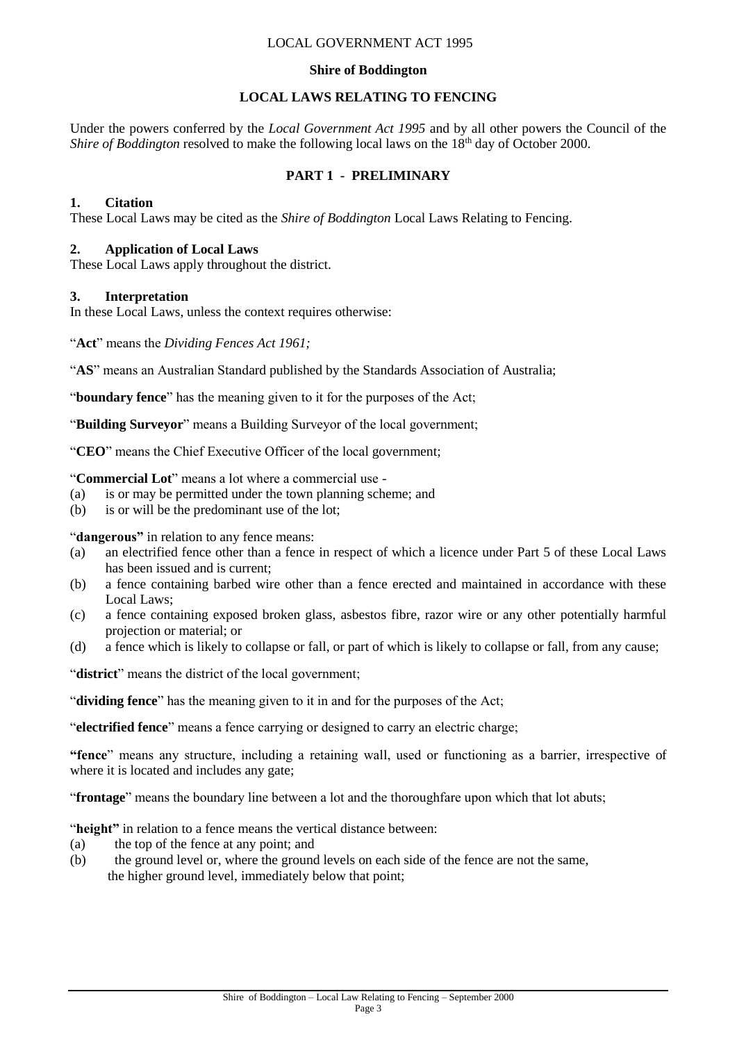LOCAL GOVERNMENT ACT 1995

**Shire of Boddington**

**LOCAL LAWS RELATING TO FENCING**

Under the powers conferred by the *Local Government Act 1995* and by all other powers the Council of the *Shire of Boddington* resolved to make the following local laws on the 18th day of October 2000.

## PART 1 - PRELIMINARY

### 1. Citation

These Local Laws may be cited as the *Shire of Boddington* Local Laws Relating to Fencing.

### 2. Application of Local Laws

These Local Laws apply throughout the district.

### 3. Interpretation

In these Local Laws, unless the context requires otherwise:

"**Act**" means the *Dividing Fences Act 1961;*

"**AS**" means an Australian Standard published by the Standards Association of Australia;

"**boundary fence**" has the meaning given to it for the purposes of the Act;

"**Building Surveyor**" means a Building Surveyor of the local government;

"**CEO**" means the Chief Executive Officer of the local government;

"**Commercial Lot**" means a lot where a commercial use -

(a) is or may be permitted under the town planning scheme; and
(b) is or will be the predominant use of the lot;

"**dangerous"** in relation to any fence means:

(a) an electrified fence other than a fence in respect of which a licence under Part 5 of these Local Laws has been issued and is current;
(b) a fence containing barbed wire other than a fence erected and maintained in accordance with these Local Laws;
(c) a fence containing exposed broken glass, asbestos fibre, razor wire or any other potentially harmful projection or material; or
(d) a fence which is likely to collapse or fall, or part of which is likely to collapse or fall, from any cause;

"**district**" means the district of the local government;

"**dividing fence**" has the meaning given to it in and for the purposes of the Act;

"**electrified fence**" means a fence carrying or designed to carry an electric charge;

**"fence**" means any structure, including a retaining wall, used or functioning as a barrier, irrespective of where it is located and includes any gate;

"**frontage**" means the boundary line between a lot and the thoroughfare upon which that lot abuts;

"**height"** in relation to a fence means the vertical distance between:

(a) the top of the fence at any point; and
(b) the ground level or, where the ground levels on each side of the fence are not the same, the higher ground level, immediately below that point;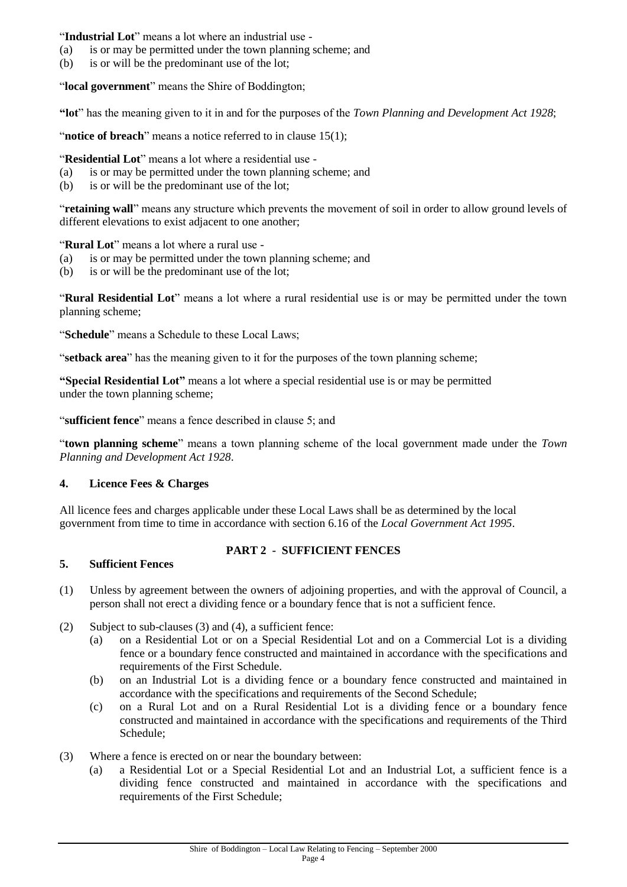"**Industrial Lot**" means a lot where an industrial use -
(a) is or may be permitted under the town planning scheme; and
(b) is or will be the predominant use of the lot;

"**local government**" means the Shire of Boddington;

**"lot**" has the meaning given to it in and for the purposes of the *Town Planning and Development Act 1928*;

"**notice of breach**" means a notice referred to in clause 15(1);

"**Residential Lot**" means a lot where a residential use -
(a) is or may be permitted under the town planning scheme; and
(b) is or will be the predominant use of the lot;

"**retaining wall**" means any structure which prevents the movement of soil in order to allow ground levels of different elevations to exist adjacent to one another;

"**Rural Lot**" means a lot where a rural use -
(a) is or may be permitted under the town planning scheme; and
(b) is or will be the predominant use of the lot;

"**Rural Residential Lot**" means a lot where a rural residential use is or may be permitted under the town planning scheme;

"**Schedule**" means a Schedule to these Local Laws;

"**setback area**" has the meaning given to it for the purposes of the town planning scheme;

**"Special Residential Lot"** means a lot where a special residential use is or may be permitted under the town planning scheme;

"**sufficient fence**" means a fence described in clause 5; and

"**town planning scheme**" means a town planning scheme of the local government made under the *Town Planning and Development Act 1928*.

**4. Licence Fees & Charges**

All licence fees and charges applicable under these Local Laws shall be as determined by the local government from time to time in accordance with section 6.16 of the *Local Government Act 1995*.

## PART 2 - SUFFICIENT FENCES

**5. Sufficient Fences**

(1) Unless by agreement between the owners of adjoining properties, and with the approval of Council, a person shall not erect a dividing fence or a boundary fence that is not a sufficient fence.

(2) Subject to sub-clauses (3) and (4), a sufficient fence:
  (a) on a Residential Lot or on a Special Residential Lot and on a Commercial Lot is a dividing fence or a boundary fence constructed and maintained in accordance with the specifications and requirements of the First Schedule.
  (b) on an Industrial Lot is a dividing fence or a boundary fence constructed and maintained in accordance with the specifications and requirements of the Second Schedule;
  (c) on a Rural Lot and on a Rural Residential Lot is a dividing fence or a boundary fence constructed and maintained in accordance with the specifications and requirements of the Third Schedule;

(3) Where a fence is erected on or near the boundary between:
  (a) a Residential Lot or a Special Residential Lot and an Industrial Lot, a sufficient fence is a dividing fence constructed and maintained in accordance with the specifications and requirements of the First Schedule;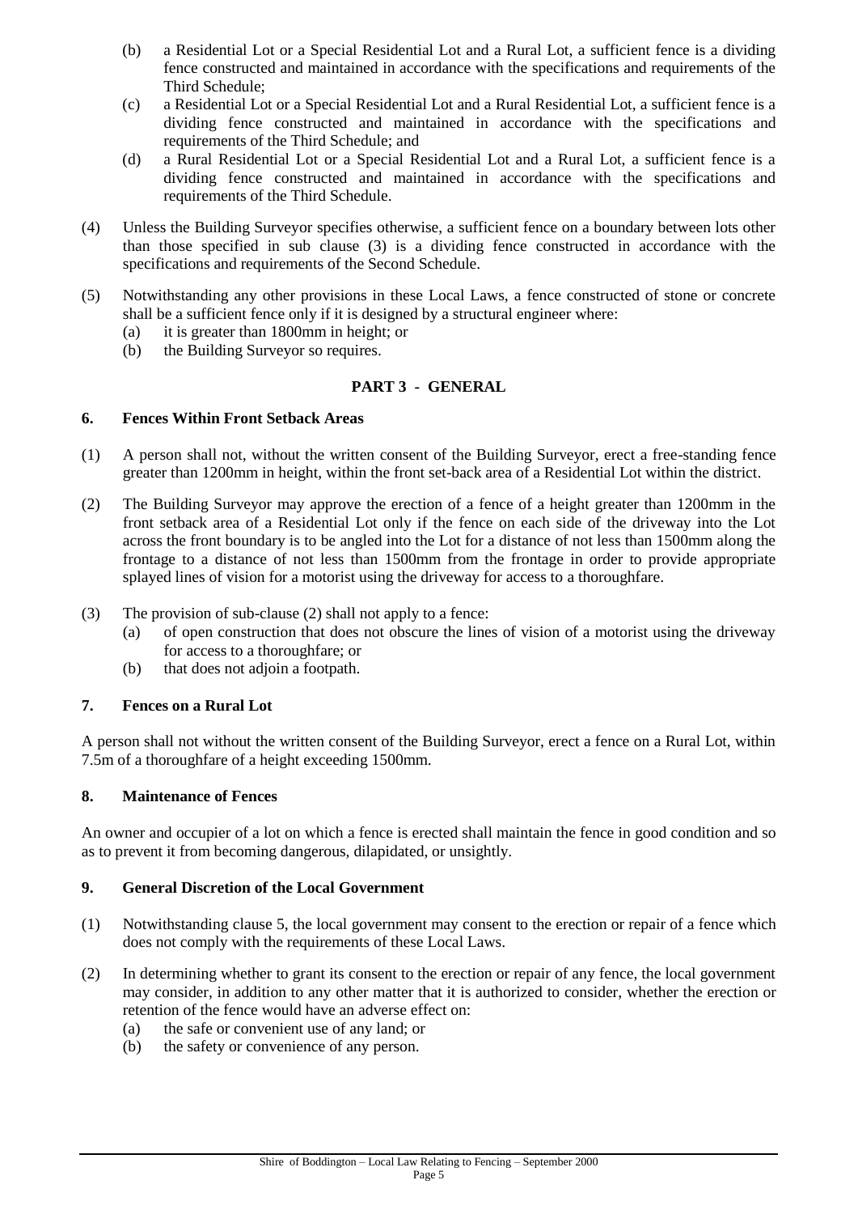(b) a Residential Lot or a Special Residential Lot and a Rural Lot, a sufficient fence is a dividing fence constructed and maintained in accordance with the specifications and requirements of the Third Schedule;

(c) a Residential Lot or a Special Residential Lot and a Rural Residential Lot, a sufficient fence is a dividing fence constructed and maintained in accordance with the specifications and requirements of the Third Schedule; and

(d) a Rural Residential Lot or a Special Residential Lot and a Rural Lot, a sufficient fence is a dividing fence constructed and maintained in accordance with the specifications and requirements of the Third Schedule.

(4) Unless the Building Surveyor specifies otherwise, a sufficient fence on a boundary between lots other than those specified in sub clause (3) is a dividing fence constructed in accordance with the specifications and requirements of the Second Schedule.

(5) Notwithstanding any other provisions in these Local Laws, a fence constructed of stone or concrete shall be a sufficient fence only if it is designed by a structural engineer where:
   (a) it is greater than 1800mm in height; or
   (b) the Building Surveyor so requires.

## PART 3 - GENERAL

### 6. Fences Within Front Setback Areas

(1) A person shall not, without the written consent of the Building Surveyor, erect a free-standing fence greater than 1200mm in height, within the front set-back area of a Residential Lot within the district.

(2) The Building Surveyor may approve the erection of a fence of a height greater than 1200mm in the front setback area of a Residential Lot only if the fence on each side of the driveway into the Lot across the front boundary is to be angled into the Lot for a distance of not less than 1500mm along the frontage to a distance of not less than 1500mm from the frontage in order to provide appropriate splayed lines of vision for a motorist using the driveway for access to a thoroughfare.

(3) The provision of sub-clause (2) shall not apply to a fence:
   (a) of open construction that does not obscure the lines of vision of a motorist using the driveway for access to a thoroughfare; or
   (b) that does not adjoin a footpath.

### 7. Fences on a Rural Lot

A person shall not without the written consent of the Building Surveyor, erect a fence on a Rural Lot, within 7.5m of a thoroughfare of a height exceeding 1500mm.

### 8. Maintenance of Fences

An owner and occupier of a lot on which a fence is erected shall maintain the fence in good condition and so as to prevent it from becoming dangerous, dilapidated, or unsightly.

### 9. General Discretion of the Local Government

(1) Notwithstanding clause 5, the local government may consent to the erection or repair of a fence which does not comply with the requirements of these Local Laws.

(2) In determining whether to grant its consent to the erection or repair of any fence, the local government may consider, in addition to any other matter that it is authorized to consider, whether the erection or retention of the fence would have an adverse effect on:
   (a) the safe or convenient use of any land; or
   (b) the safety or convenience of any person.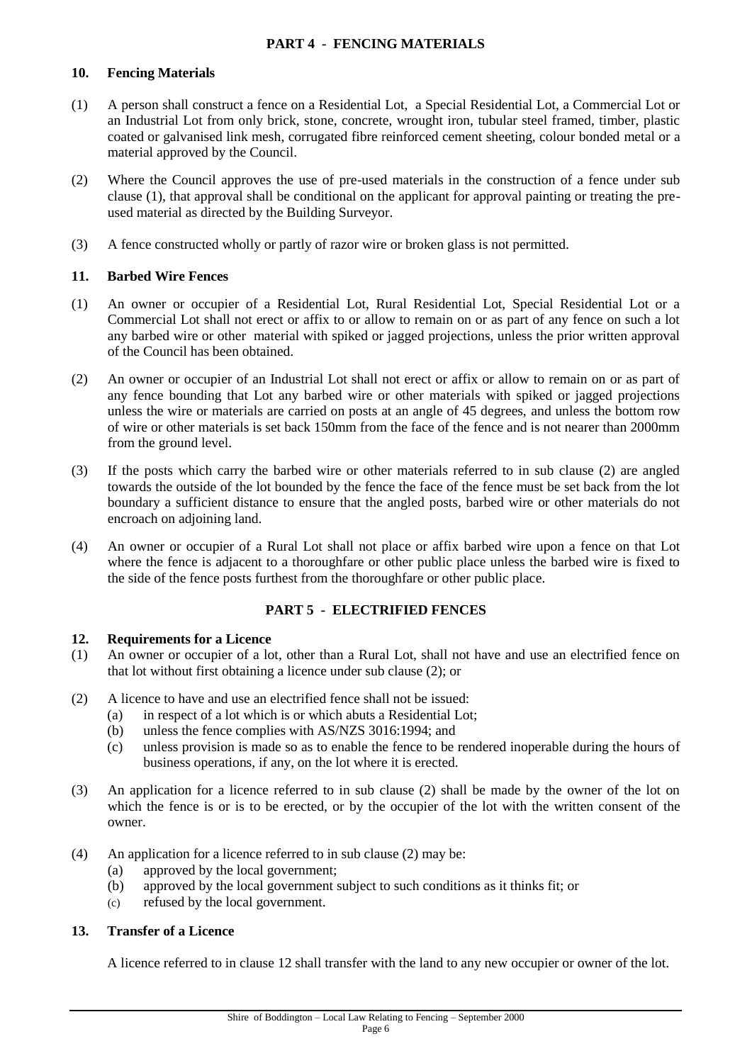## PART 4 - FENCING MATERIALS

### 10. Fencing Materials

(1) A person shall construct a fence on a Residential Lot, a Special Residential Lot, a Commercial Lot or an Industrial Lot from only brick, stone, concrete, wrought iron, tubular steel framed, timber, plastic coated or galvanised link mesh, corrugated fibre reinforced cement sheeting, colour bonded metal or a material approved by the Council.

(2) Where the Council approves the use of pre-used materials in the construction of a fence under sub clause (1), that approval shall be conditional on the applicant for approval painting or treating the pre-used material as directed by the Building Surveyor.

(3) A fence constructed wholly or partly of razor wire or broken glass is not permitted.

### 11. Barbed Wire Fences

(1) An owner or occupier of a Residential Lot, Rural Residential Lot, Special Residential Lot or a Commercial Lot shall not erect or affix to or allow to remain on or as part of any fence on such a lot any barbed wire or other material with spiked or jagged projections, unless the prior written approval of the Council has been obtained.

(2) An owner or occupier of an Industrial Lot shall not erect or affix or allow to remain on or as part of any fence bounding that Lot any barbed wire or other materials with spiked or jagged projections unless the wire or materials are carried on posts at an angle of 45 degrees, and unless the bottom row of wire or other materials is set back 150mm from the face of the fence and is not nearer than 2000mm from the ground level.

(3) If the posts which carry the barbed wire or other materials referred to in sub clause (2) are angled towards the outside of the lot bounded by the fence the face of the fence must be set back from the lot boundary a sufficient distance to ensure that the angled posts, barbed wire or other materials do not encroach on adjoining land.

(4) An owner or occupier of a Rural Lot shall not place or affix barbed wire upon a fence on that Lot where the fence is adjacent to a thoroughfare or other public place unless the barbed wire is fixed to the side of the fence posts furthest from the thoroughfare or other public place.

## PART 5 - ELECTRIFIED FENCES

### 12. Requirements for a Licence

(1) An owner or occupier of a lot, other than a Rural Lot, shall not have and use an electrified fence on that lot without first obtaining a licence under sub clause (2); or

(2) A licence to have and use an electrified fence shall not be issued:
  (a) in respect of a lot which is or which abuts a Residential Lot;
  (b) unless the fence complies with AS/NZS 3016:1994; and
  (c) unless provision is made so as to enable the fence to be rendered inoperable during the hours of business operations, if any, on the lot where it is erected.

(3) An application for a licence referred to in sub clause (2) shall be made by the owner of the lot on which the fence is or is to be erected, or by the occupier of the lot with the written consent of the owner.

(4) An application for a licence referred to in sub clause (2) may be:
  (a) approved by the local government;
  (b) approved by the local government subject to such conditions as it thinks fit; or
  (c) refused by the local government.

### 13. Transfer of a Licence

A licence referred to in clause 12 shall transfer with the land to any new occupier or owner of the lot.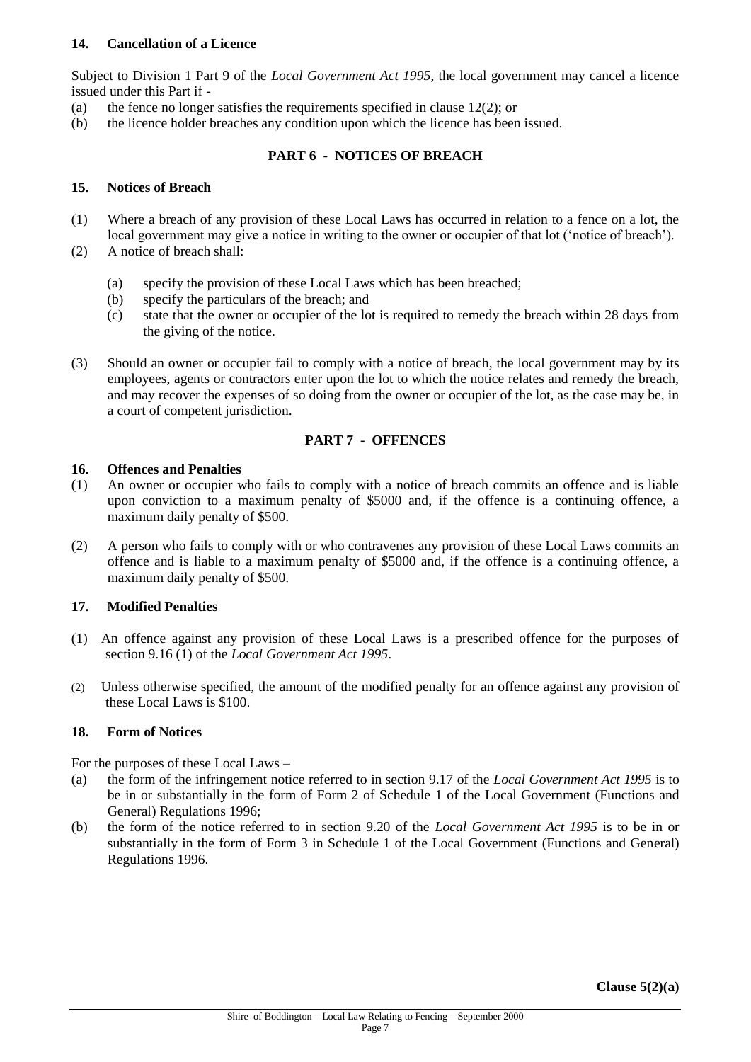**14. Cancellation of a Licence**

Subject to Division 1 Part 9 of the *Local Government Act 1995*, the local government may cancel a licence issued under this Part if -

(a) the fence no longer satisfies the requirements specified in clause 12(2); or
(b) the licence holder breaches any condition upon which the licence has been issued.

## PART 6 - NOTICES OF BREACH

**15. Notices of Breach**

(1) Where a breach of any provision of these Local Laws has occurred in relation to a fence on a lot, the local government may give a notice in writing to the owner or occupier of that lot ('notice of breach').

(2) A notice of breach shall:

  (a) specify the provision of these Local Laws which has been breached;
  (b) specify the particulars of the breach; and
  (c) state that the owner or occupier of the lot is required to remedy the breach within 28 days from the giving of the notice.

(3) Should an owner or occupier fail to comply with a notice of breach, the local government may by its employees, agents or contractors enter upon the lot to which the notice relates and remedy the breach, and may recover the expenses of so doing from the owner or occupier of the lot, as the case may be, in a court of competent jurisdiction.

## PART 7 - OFFENCES

**16. Offences and Penalties**

(1) An owner or occupier who fails to comply with a notice of breach commits an offence and is liable upon conviction to a maximum penalty of $5000 and, if the offence is a continuing offence, a maximum daily penalty of $500.

(2) A person who fails to comply with or who contravenes any provision of these Local Laws commits an offence and is liable to a maximum penalty of $5000 and, if the offence is a continuing offence, a maximum daily penalty of $500.

**17. Modified Penalties**

(1) An offence against any provision of these Local Laws is a prescribed offence for the purposes of section 9.16 (1) of the *Local Government Act 1995*.

(2) Unless otherwise specified, the amount of the modified penalty for an offence against any provision of these Local Laws is $100.

**18. Form of Notices**

For the purposes of these Local Laws –

(a) the form of the infringement notice referred to in section 9.17 of the *Local Government Act 1995* is to be in or substantially in the form of Form 2 of Schedule 1 of the Local Government (Functions and General) Regulations 1996;
(b) the form of the notice referred to in section 9.20 of the *Local Government Act 1995* is to be in or substantially in the form of Form 3 in Schedule 1 of the Local Government (Functions and General) Regulations 1996.

**Clause 5(2)(a)**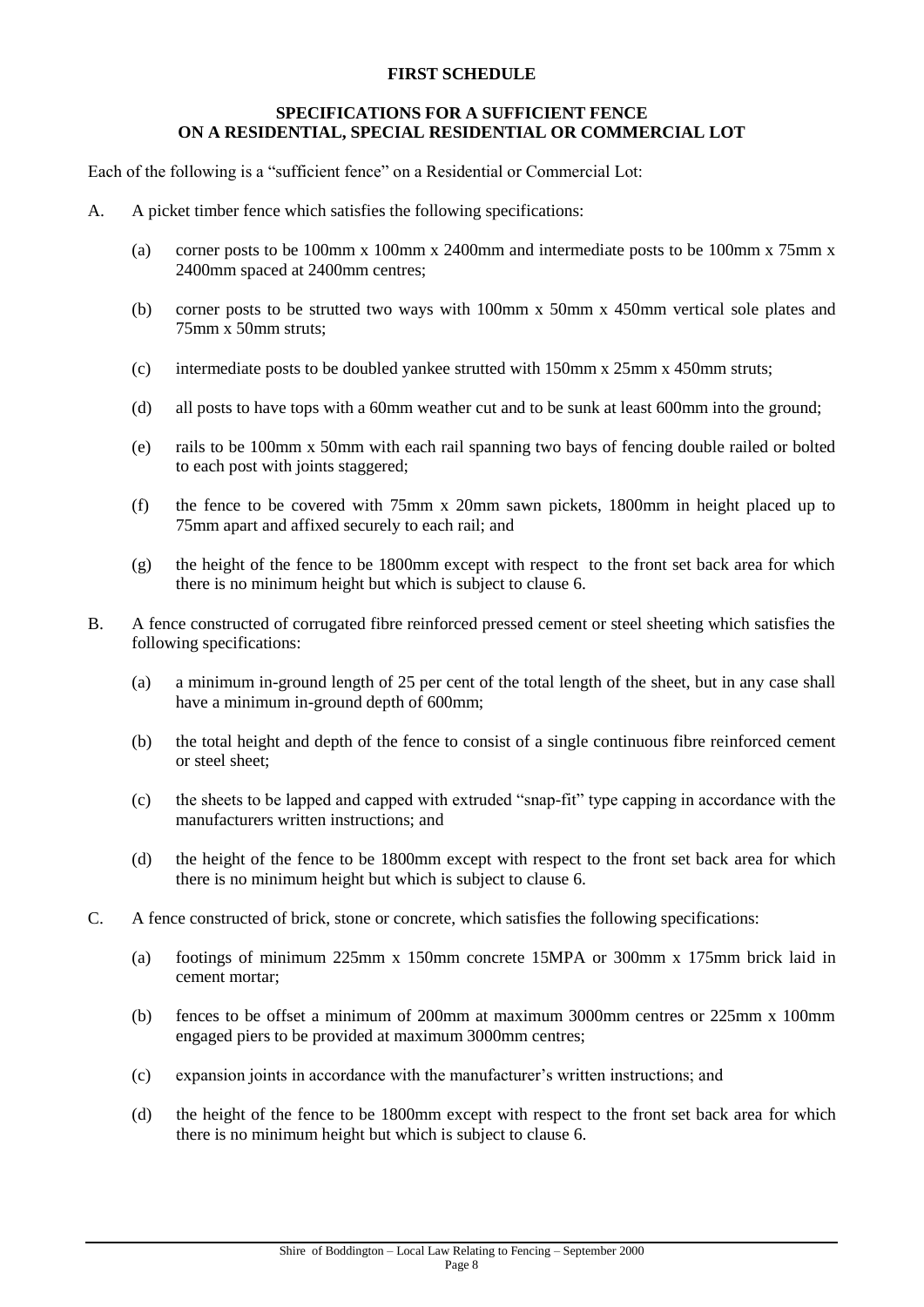**FIRST SCHEDULE**

**SPECIFICATIONS FOR A SUFFICIENT FENCE ON A RESIDENTIAL, SPECIAL RESIDENTIAL OR COMMERCIAL LOT**

Each of the following is a "sufficient fence" on a Residential or Commercial Lot:

A. A picket timber fence which satisfies the following specifications:

(a) corner posts to be 100mm x 100mm x 2400mm and intermediate posts to be 100mm x 75mm x 2400mm spaced at 2400mm centres;

(b) corner posts to be strutted two ways with 100mm x 50mm x 450mm vertical sole plates and 75mm x 50mm struts;

(c) intermediate posts to be doubled yankee strutted with 150mm x 25mm x 450mm struts;

(d) all posts to have tops with a 60mm weather cut and to be sunk at least 600mm into the ground;

(e) rails to be 100mm x 50mm with each rail spanning two bays of fencing double railed or bolted to each post with joints staggered;

(f) the fence to be covered with 75mm x 20mm sawn pickets, 1800mm in height placed up to 75mm apart and affixed securely to each rail; and

(g) the height of the fence to be 1800mm except with respect to the front set back area for which there is no minimum height but which is subject to clause 6.

B. A fence constructed of corrugated fibre reinforced pressed cement or steel sheeting which satisfies the following specifications:

(a) a minimum in-ground length of 25 per cent of the total length of the sheet, but in any case shall have a minimum in-ground depth of 600mm;

(b) the total height and depth of the fence to consist of a single continuous fibre reinforced cement or steel sheet;

(c) the sheets to be lapped and capped with extruded "snap-fit" type capping in accordance with the manufacturers written instructions; and

(d) the height of the fence to be 1800mm except with respect to the front set back area for which there is no minimum height but which is subject to clause 6.

C. A fence constructed of brick, stone or concrete, which satisfies the following specifications:

(a) footings of minimum 225mm x 150mm concrete 15MPA or 300mm x 175mm brick laid in cement mortar;

(b) fences to be offset a minimum of 200mm at maximum 3000mm centres or 225mm x 100mm engaged piers to be provided at maximum 3000mm centres;

(c) expansion joints in accordance with the manufacturer's written instructions; and

(d) the height of the fence to be 1800mm except with respect to the front set back area for which there is no minimum height but which is subject to clause 6.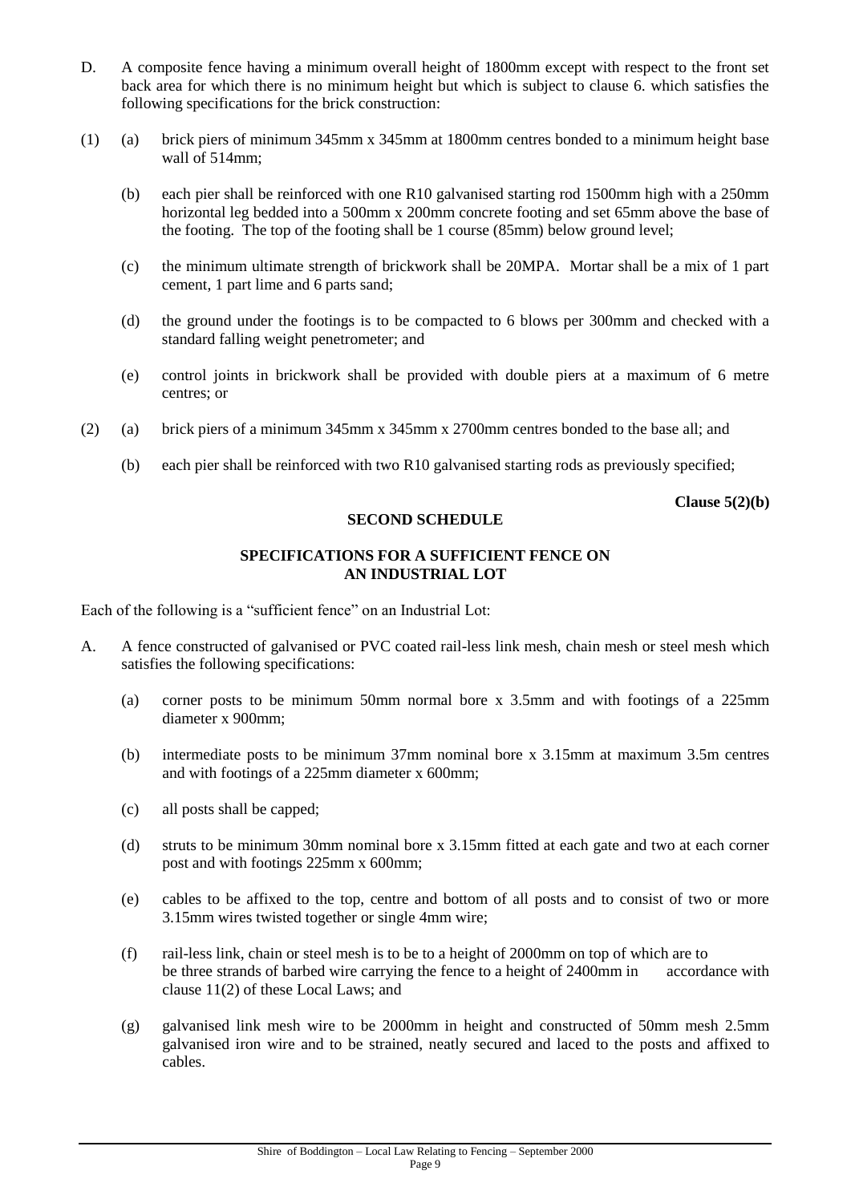D. A composite fence having a minimum overall height of 1800mm except with respect to the front set back area for which there is no minimum height but which is subject to clause 6. which satisfies the following specifications for the brick construction:

(1) (a) brick piers of minimum 345mm x 345mm at 1800mm centres bonded to a minimum height base wall of 514mm;

(b) each pier shall be reinforced with one R10 galvanised starting rod 1500mm high with a 250mm horizontal leg bedded into a 500mm x 200mm concrete footing and set 65mm above the base of the footing. The top of the footing shall be 1 course (85mm) below ground level;

(c) the minimum ultimate strength of brickwork shall be 20MPA. Mortar shall be a mix of 1 part cement, 1 part lime and 6 parts sand;

(d) the ground under the footings is to be compacted to 6 blows per 300mm and checked with a standard falling weight penetrometer; and

(e) control joints in brickwork shall be provided with double piers at a maximum of 6 metre centres; or

(2) (a) brick piers of a minimum 345mm x 345mm x 2700mm centres bonded to the base all; and

(b) each pier shall be reinforced with two R10 galvanised starting rods as previously specified;

**Clause 5(2)(b)**

## SECOND SCHEDULE

### SPECIFICATIONS FOR A SUFFICIENT FENCE ON AN INDUSTRIAL LOT

Each of the following is a "sufficient fence" on an Industrial Lot:

A. A fence constructed of galvanised or PVC coated rail-less link mesh, chain mesh or steel mesh which satisfies the following specifications:

(a) corner posts to be minimum 50mm normal bore x 3.5mm and with footings of a 225mm diameter x 900mm;

(b) intermediate posts to be minimum 37mm nominal bore x 3.15mm at maximum 3.5m centres and with footings of a 225mm diameter x 600mm;

(c) all posts shall be capped;

(d) struts to be minimum 30mm nominal bore x 3.15mm fitted at each gate and two at each corner post and with footings 225mm x 600mm;

(e) cables to be affixed to the top, centre and bottom of all posts and to consist of two or more 3.15mm wires twisted together or single 4mm wire;

(f) rail-less link, chain or steel mesh is to be to a height of 2000mm on top of which are to be three strands of barbed wire carrying the fence to a height of 2400mm in accordance with clause 11(2) of these Local Laws; and

(g) galvanised link mesh wire to be 2000mm in height and constructed of 50mm mesh 2.5mm galvanised iron wire and to be strained, neatly secured and laced to the posts and affixed to cables.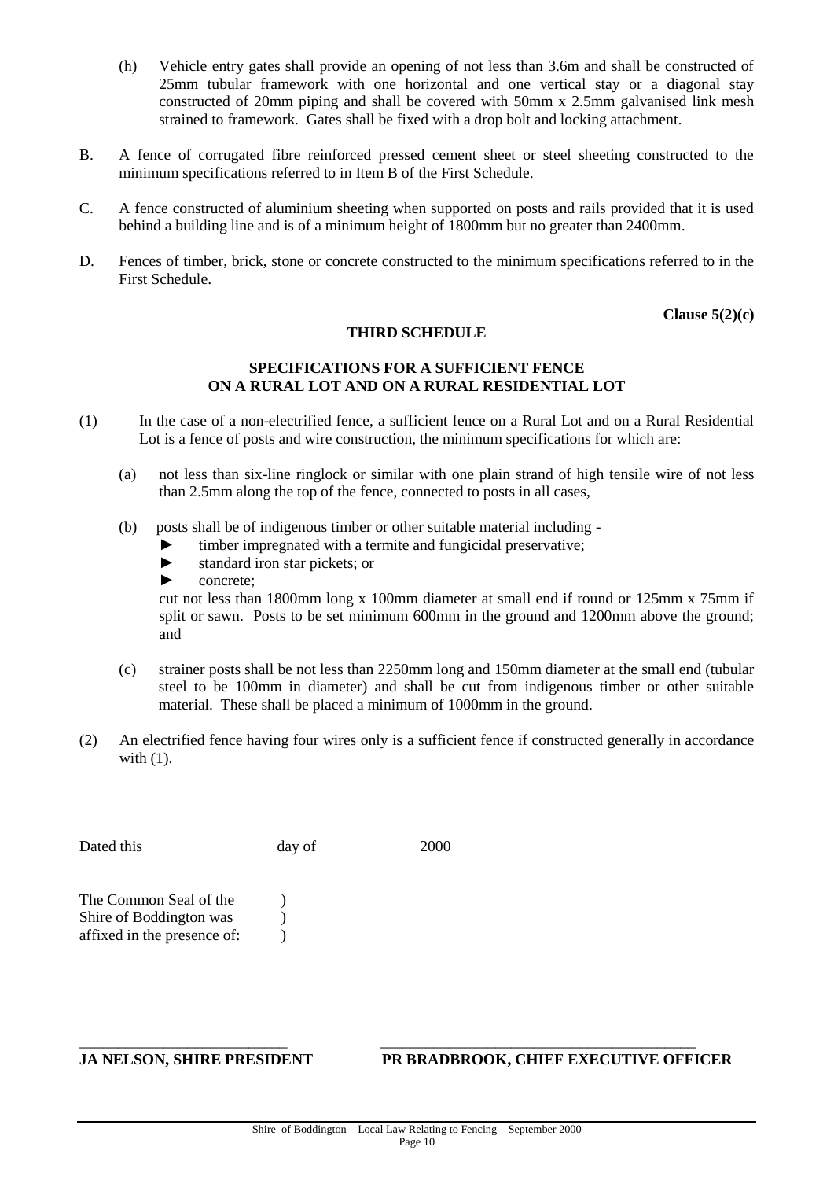(h) Vehicle entry gates shall provide an opening of not less than 3.6m and shall be constructed of 25mm tubular framework with one horizontal and one vertical stay or a diagonal stay constructed of 20mm piping and shall be covered with 50mm x 2.5mm galvanised link mesh strained to framework. Gates shall be fixed with a drop bolt and locking attachment.

B. A fence of corrugated fibre reinforced pressed cement sheet or steel sheeting constructed to the minimum specifications referred to in Item B of the First Schedule.

C. A fence constructed of aluminium sheeting when supported on posts and rails provided that it is used behind a building line and is of a minimum height of 1800mm but no greater than 2400mm.

D. Fences of timber, brick, stone or concrete constructed to the minimum specifications referred to in the First Schedule.

**Clause 5(2)(c)**

## THIRD SCHEDULE

### SPECIFICATIONS FOR A SUFFICIENT FENCE ON A RURAL LOT AND ON A RURAL RESIDENTIAL LOT

(1) In the case of a non-electrified fence, a sufficient fence on a Rural Lot and on a Rural Residential Lot is a fence of posts and wire construction, the minimum specifications for which are:

(a) not less than six-line ringlock or similar with one plain strand of high tensile wire of not less than 2.5mm along the top of the fence, connected to posts in all cases,

(b) posts shall be of indigenous timber or other suitable material including -

- ► timber impregnated with a termite and fungicidal preservative;
- ► standard iron star pickets; or
- ► concrete;

cut not less than 1800mm long x 100mm diameter at small end if round or 125mm x 75mm if split or sawn. Posts to be set minimum 600mm in the ground and 1200mm above the ground; and

(c) strainer posts shall be not less than 2250mm long and 150mm diameter at the small end (tubular steel to be 100mm in diameter) and shall be cut from indigenous timber or other suitable material. These shall be placed a minimum of 1000mm in the ground.

(2) An electrified fence having four wires only is a sufficient fence if constructed generally in accordance with (1).

Dated this day of 2000

The Common Seal of the )
Shire of Boddington was )
affixed in the presence of: )

\_\_\_\_\_\_\_\_\_\_\_\_\_\_\_\_\_\_\_\_\_\_\_\_\_\_\_ \_\_\_\_\_\_\_\_\_\_\_\_\_\_\_\_\_\_\_\_\_\_\_\_\_\_\_\_\_\_\_\_\_\_\_\_\_\_\_\_\_

**JA NELSON, SHIRE PRESIDENT** **PR BRADBROOK, CHIEF EXECUTIVE OFFICER**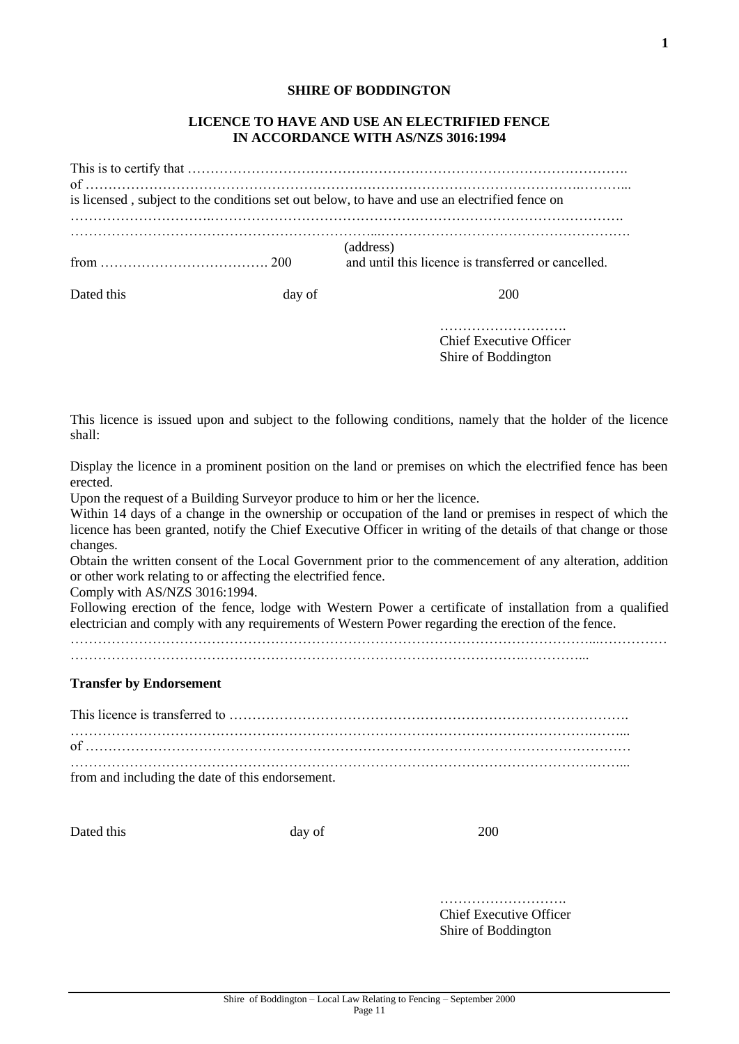**SHIRE OF BODDINGTON**

**LICENCE TO HAVE AND USE AN ELECTRIFIED FENCE IN ACCORDANCE WITH AS/NZS 3016:1994**

This is to certify that …………………………………………………………………………………….
of ……………………………………………………………………………………………………...
is licensed , subject to the conditions set out below, to have and use an electrified fence on
……………………………………………………………………………………………………….
……………………………………………………………………………………………………….
(address)
from ………………………………. 200 and until this licence is transferred or cancelled.

Dated this day of 200

……………………….
Chief Executive Officer
Shire of Boddington

This licence is issued upon and subject to the following conditions, namely that the holder of the licence shall:

Display the licence in a prominent position on the land or premises on which the electrified fence has been erected.

Upon the request of a Building Surveyor produce to him or her the licence.

Within 14 days of a change in the ownership or occupation of the land or premises in respect of which the licence has been granted, notify the Chief Executive Officer in writing of the details of that change or those changes.

Obtain the written consent of the Local Government prior to the commencement of any alteration, addition or other work relating to or affecting the electrified fence.

Comply with AS/NZS 3016:1994.

Following erection of the fence, lodge with Western Power a certificate of installation from a qualified electrician and comply with any requirements of Western Power regarding the erection of the fence.

………………………………………………………………………………………………………………
……………………………………………………………………………………………………...

**Transfer by Endorsement**

This licence is transferred to …………………………………………………………………………….
……………………………………………………………………………………………………...
of ………………………………………………………………………………………………………
……………………………………………………………………………………………………...
from and including the date of this endorsement.

Dated this day of 200

……………………….
Chief Executive Officer
Shire of Boddington